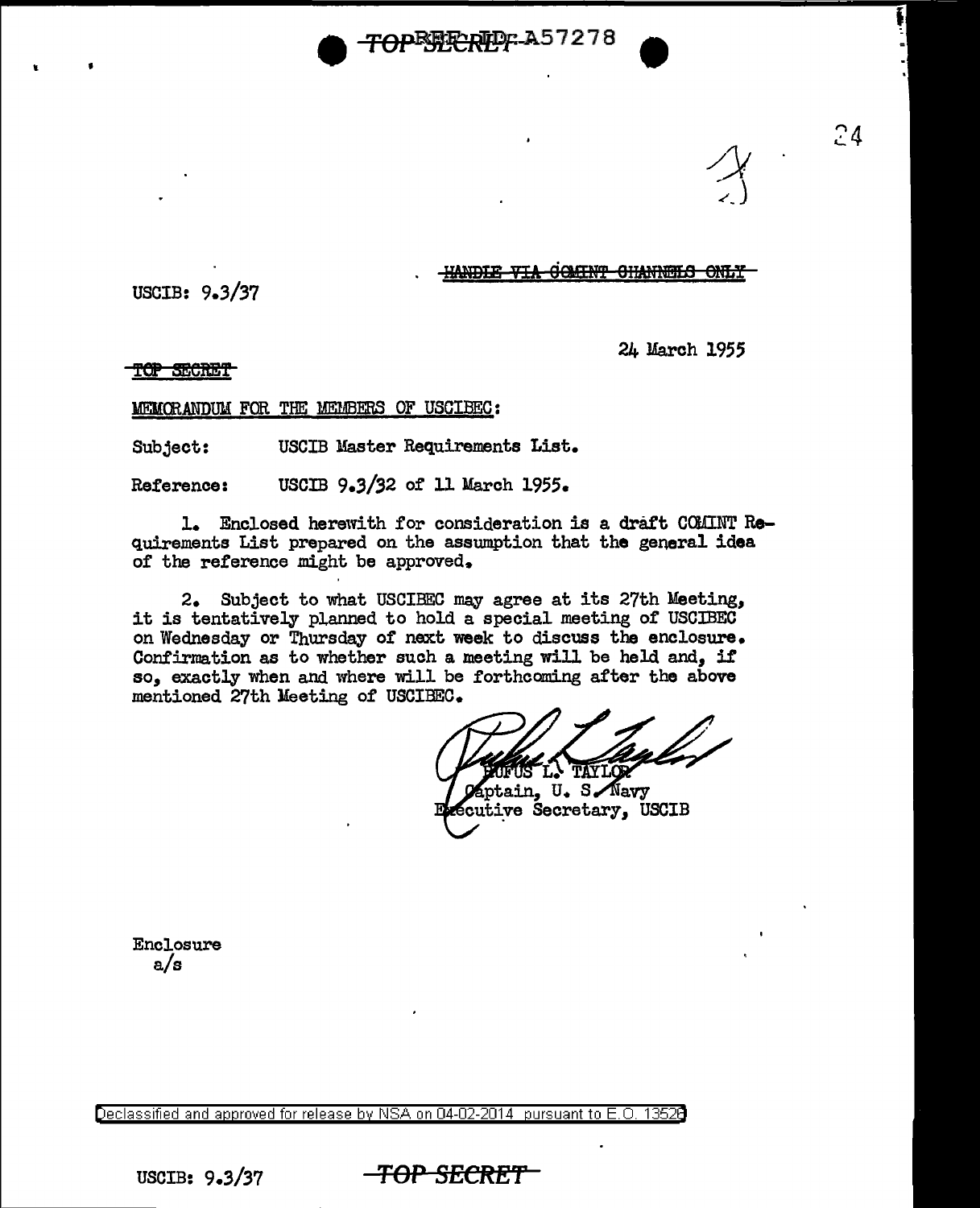TOP SECRET REF ID: A57278

~~HANDLE VIA COMINT CHANNELS ONLY~~

USCIB: 9.3/37

24 March 1955

~~TOP SECRET~~

MEMORANDUM FOR THE MEMBERS OF USCIBEC:

Subject: USCIB Master Requirements List.

Reference: USCIB 9.3/32 of 11 March 1955.

1. Enclosed herewith for consideration is a draft COMINT Requirements List prepared on the assumption that the general idea of the reference might be approved.

2. Subject to what USCIBEC may agree at its 27th Meeting, it is tentatively planned to hold a special meeting of USCIBEC on Wednesday or Thursday of next week to discuss the enclosure. Confirmation as to whether such a meeting will be held and, if so, exactly when and where will be forthcoming after the above mentioned 27th Meeting of USCIBEC.

RUFUS L. TAYLOR
Captain, U. S. Navy
Executive Secretary, USCIB

Enclosure
a/s

Declassified and approved for release by NSA on 04-02-2014 pursuant to E.O. 13526

USCIB: 9.3/37

~~TOP SECRET~~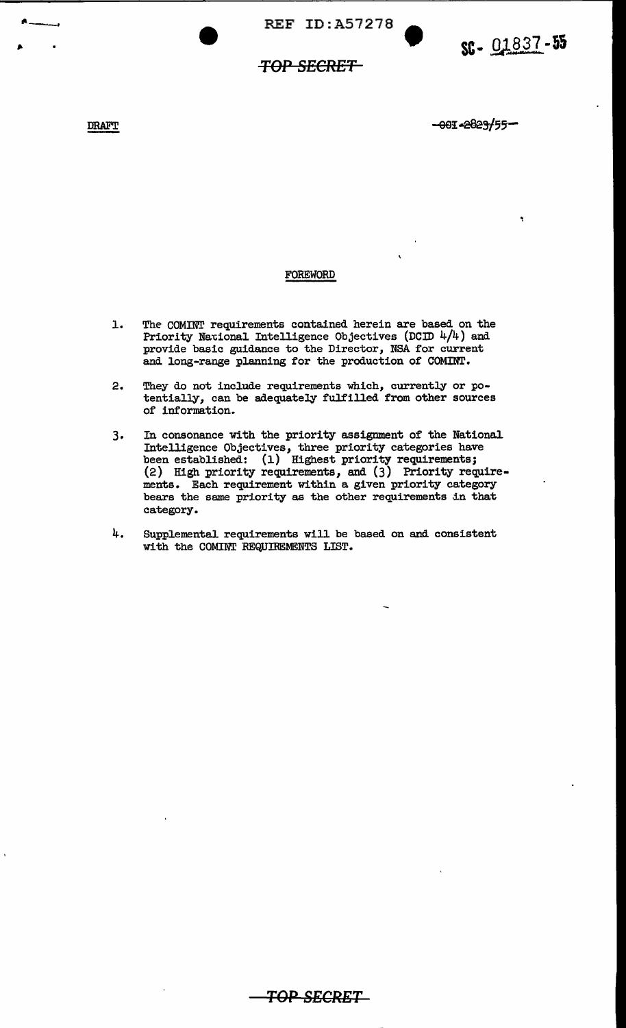DRAFT

~~001-2823/55~~

## FOREWORD

1. The COMINT requirements contained herein are based on the Priority National Intelligence Objectives (DCID 4/4) and provide basic guidance to the Director, NSA for current and long-range planning for the production of COMINT.

2. They do not include requirements which, currently or potentially, can be adequately fulfilled from other sources of information.

3. In consonance with the priority assignment of the National Intelligence Objectives, three priority categories have been established: (1) Highest priority requirements; (2) High priority requirements, and (3) Priority requirements. Each requirement within a given priority category bears the same priority as the other requirements in that category.

4. Supplemental requirements will be based on and consistent with the COMINT REQUIREMENTS LIST.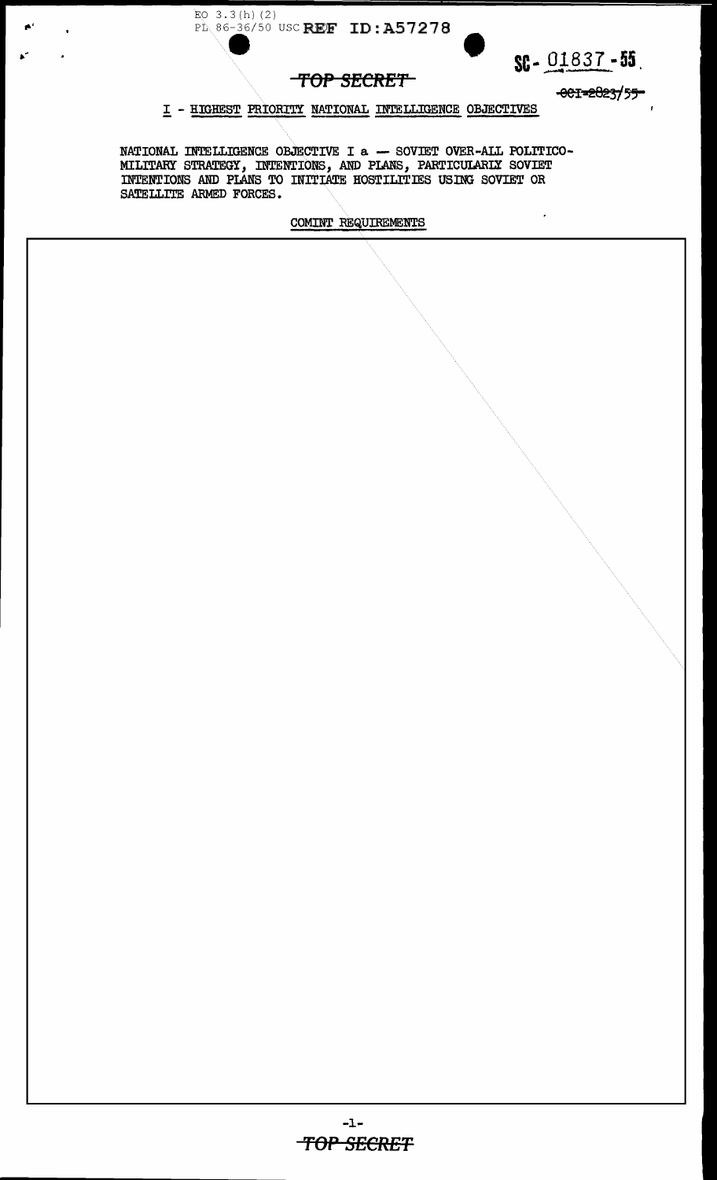EO 3.3(h)(2)
PL 86-36/50 USC REF ID:A57278

SC- 01837-55

TOP SECRET

~~OCI-2823/55~~

I - HIGHEST PRIORITY NATIONAL INTELLIGENCE OBJECTIVES

NATIONAL INTELLIGENCE OBJECTIVE I a — SOVIET OVER-ALL POLITICO-MILITARY STRATEGY, INTENTIONS, AND PLANS, PARTICULARLY SOVIET INTENTIONS AND PLANS TO INITIATE HOSTILITIES USING SOVIET OR SATELLITE ARMED FORCES.

COMINT REQUIREMENTS

TOP SECRET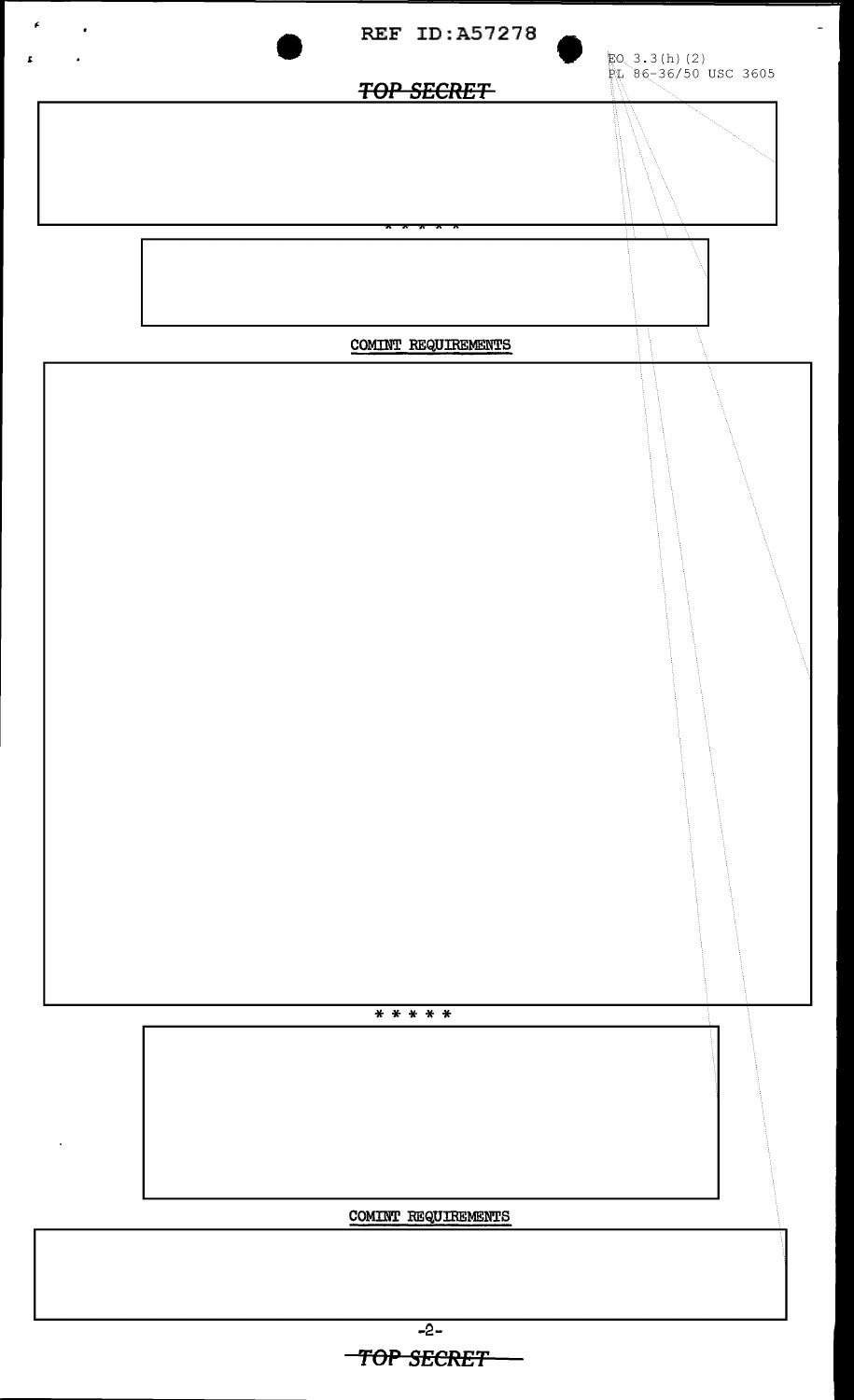REF ID:A57278

EO 3.3(h)(2)
PL 86-36/50 USC 3605

TOP SECRET

* * * * *

COMINT REQUIREMENTS

* * * * *

COMINT REQUIREMENTS

TOP SECRET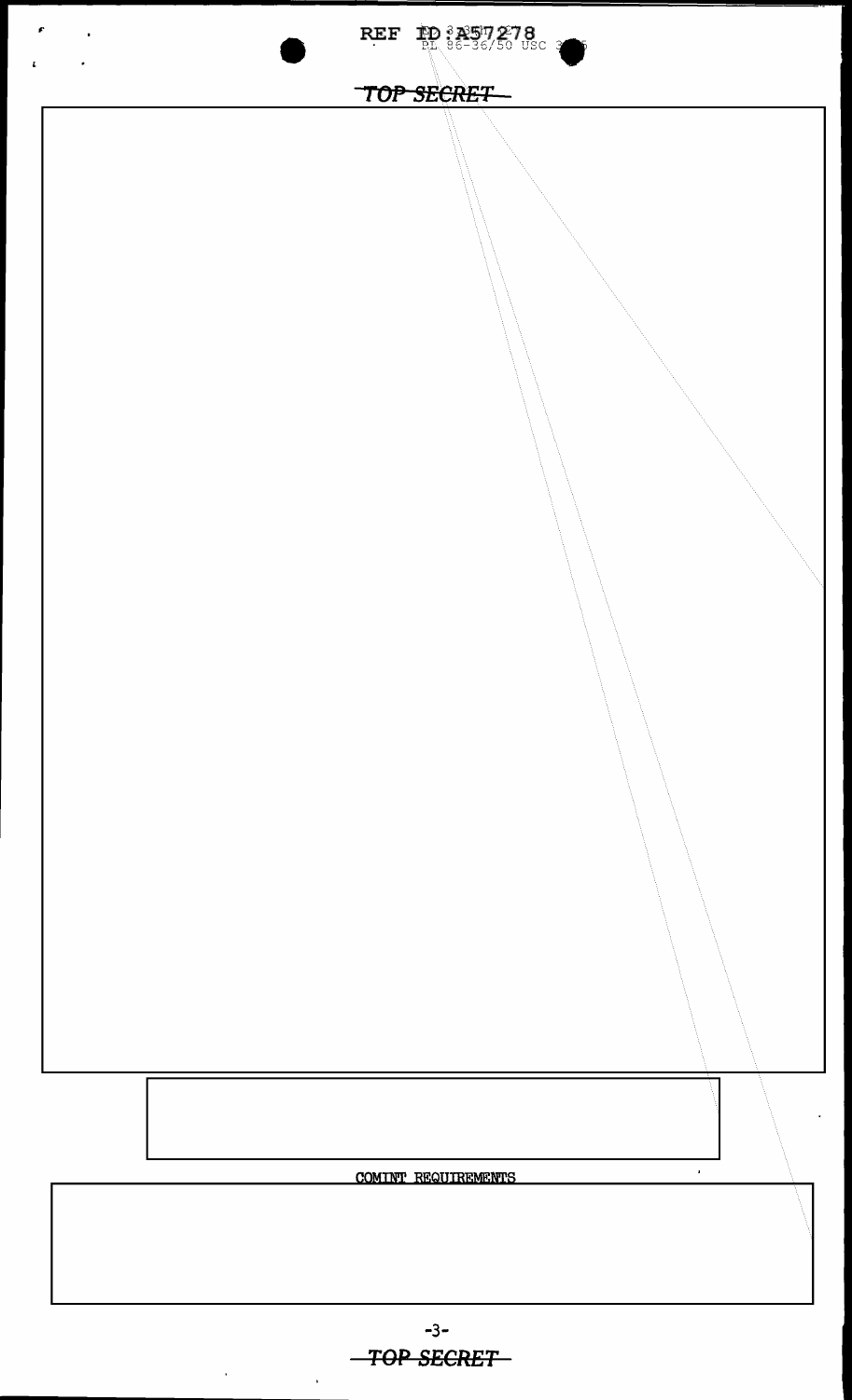REF ID:A57278
PL 86-36/50 USC 3605

TOP SECRET

COMINT REQUIREMENTS

TOP SECRET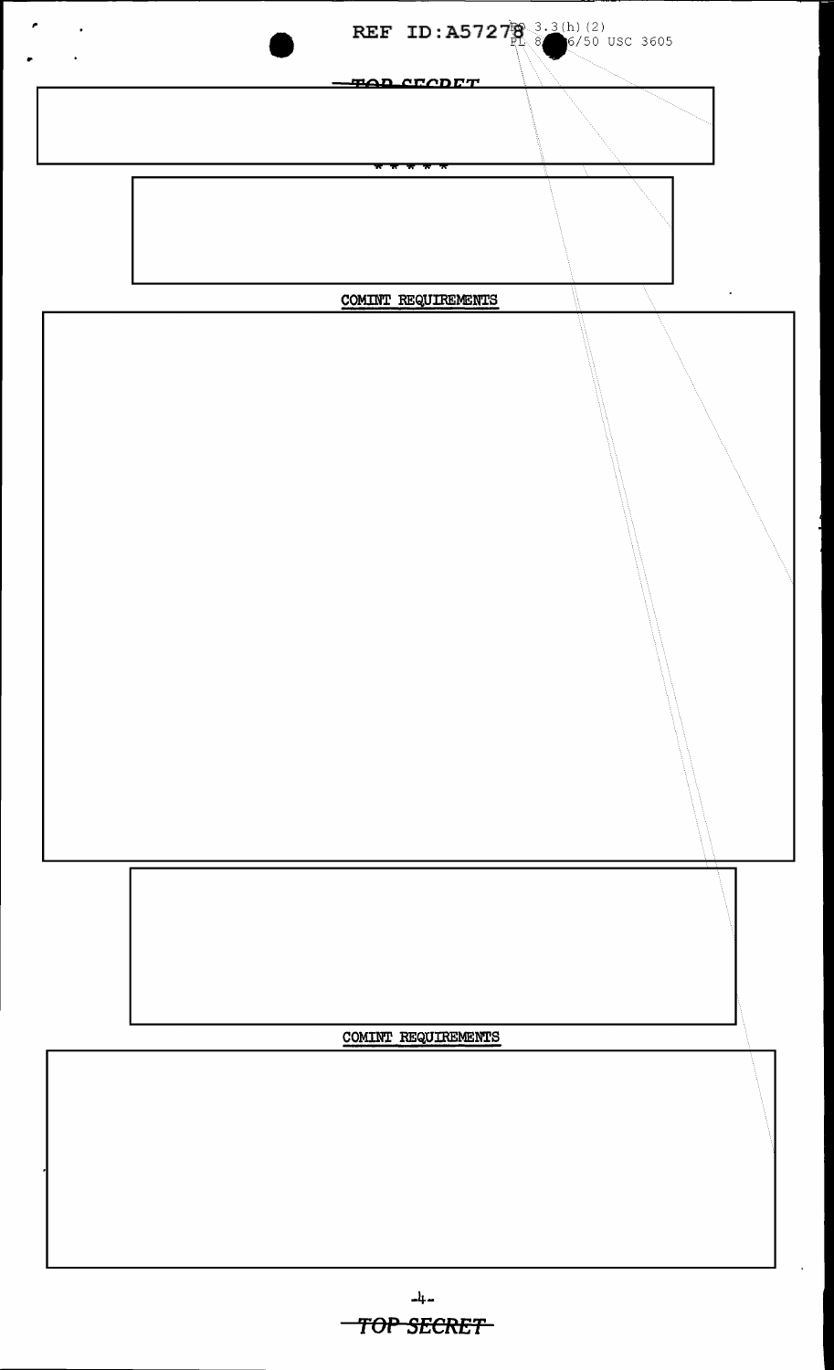TOP SECRET

* * * * *

COMINT REQUIREMENTS

COMINT REQUIREMENTS

-4-

TOP SECRET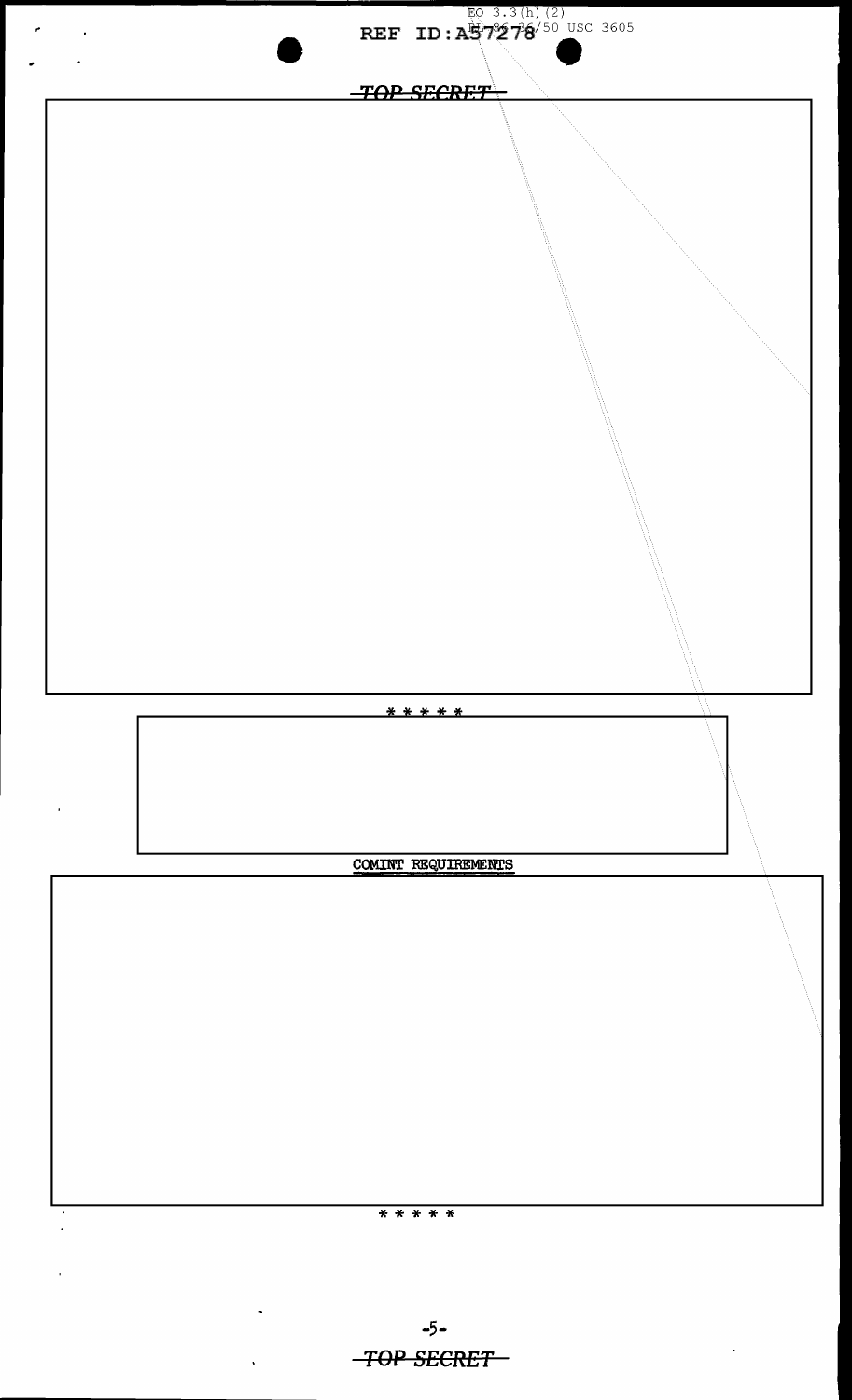EO 3.3(h)(2)
PL 86-36/50 USC 3605

REF ID:A57278

TOP SECRET

\* \* \* \* \*

COMINT REQUIREMENTS

\* \* \* \* \*

TOP SECRET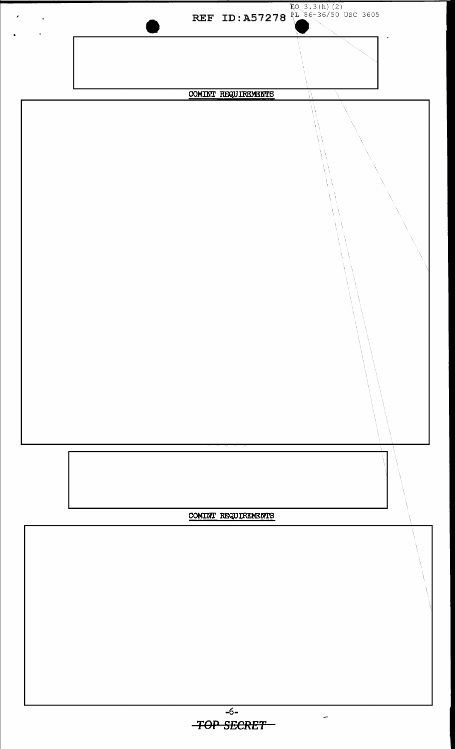COMINT REQUIREMENTS

COMINT REQUIREMENTS

**TOP SECRET**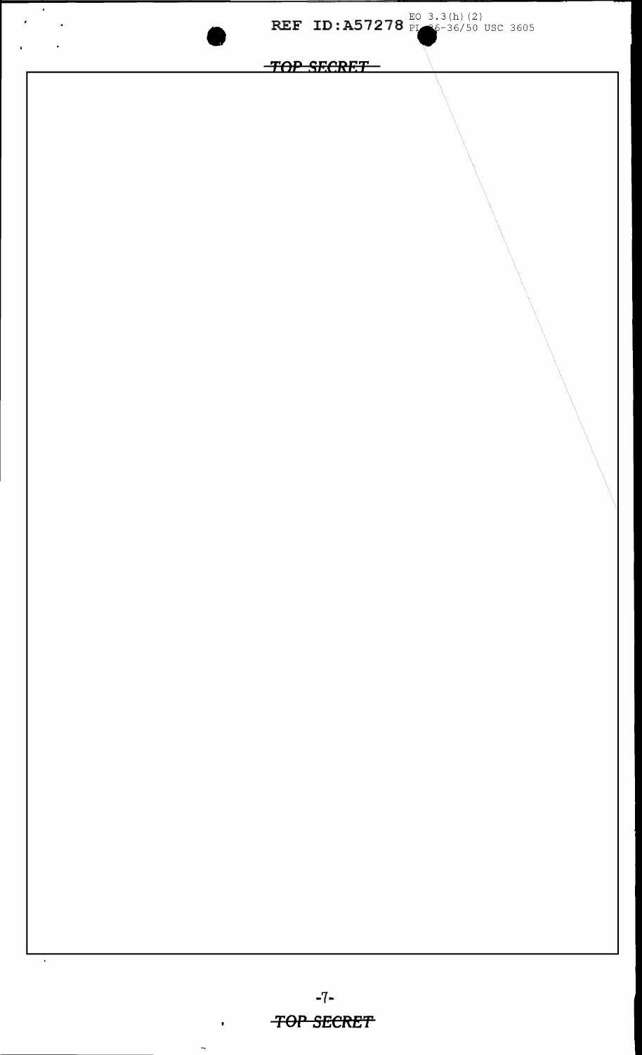EO 3.3(h)(2)
PL 86-36/50 USC 3605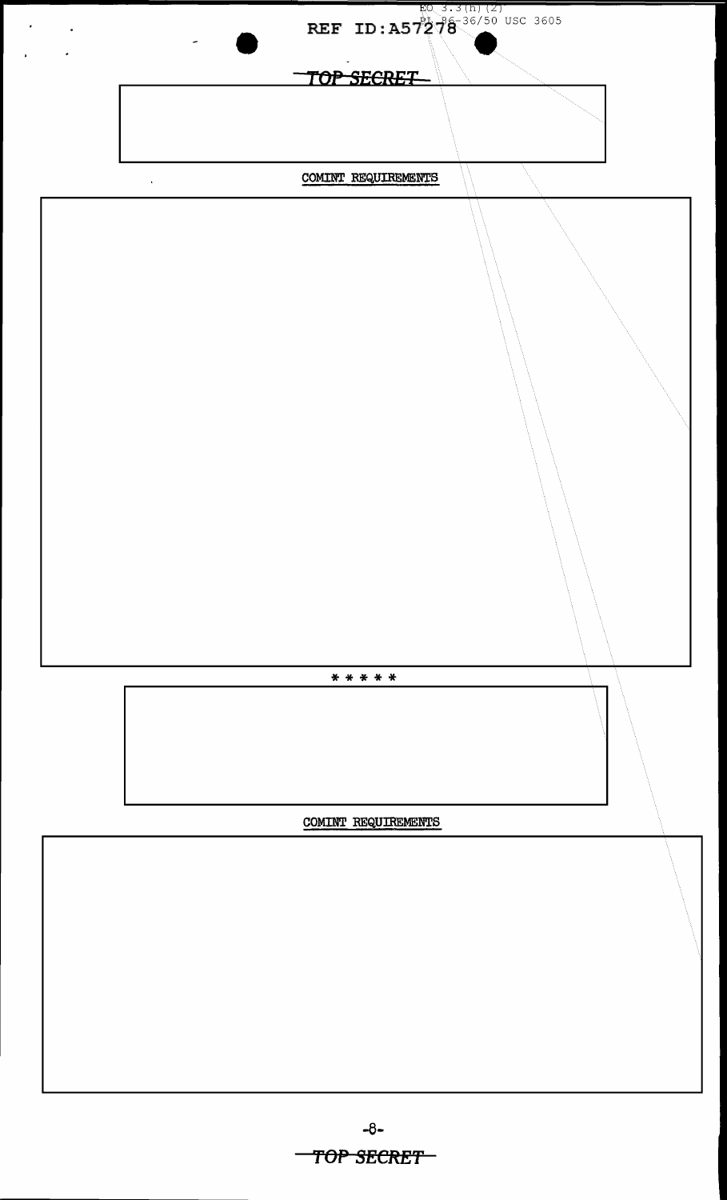REF ID:A57278

EO 3.3(h)(2)
PL 86-36/50 USC 3605

TOP SECRET

COMINT REQUIREMENTS

* * * * *

COMINT REQUIREMENTS

TOP SECRET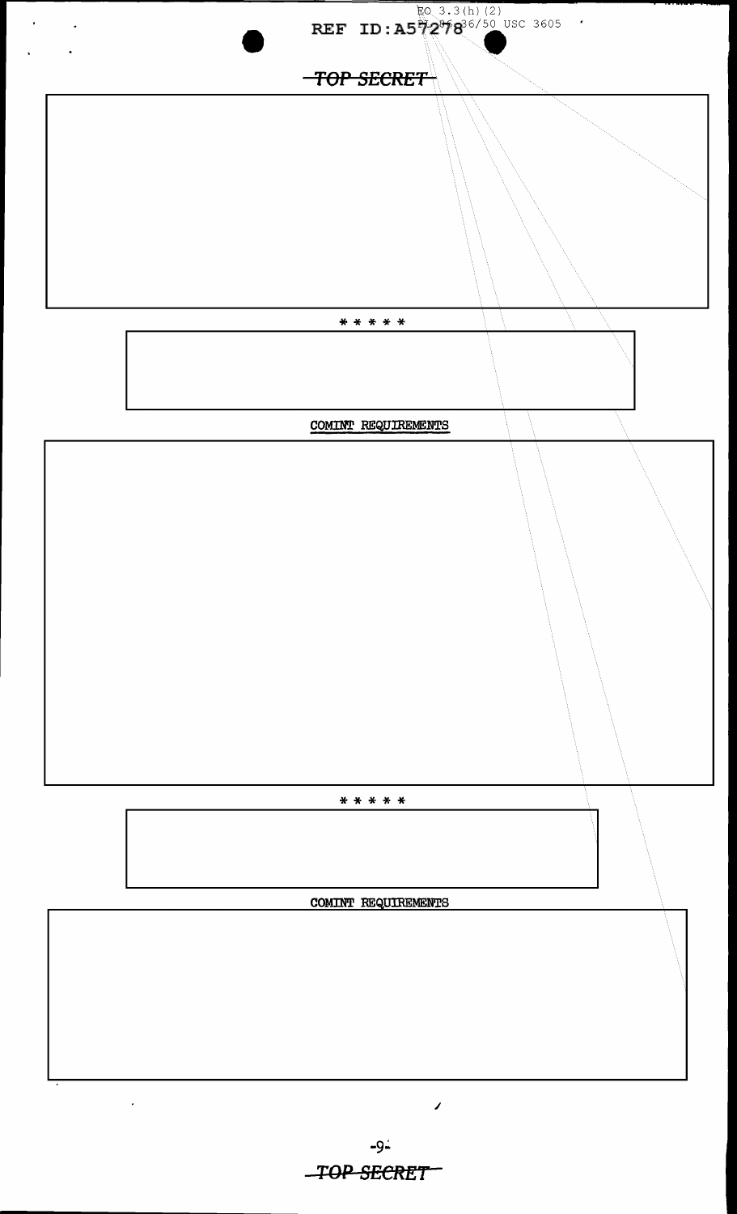EO 3.3(h)(2)
PL 86-36/50 USC 3605

~~TOP SECRET~~

\* \* \* \* \*

COMINT REQUIREMENTS

\* \* \* \* \*

COMINT REQUIREMENTS

~~TOP SECRET~~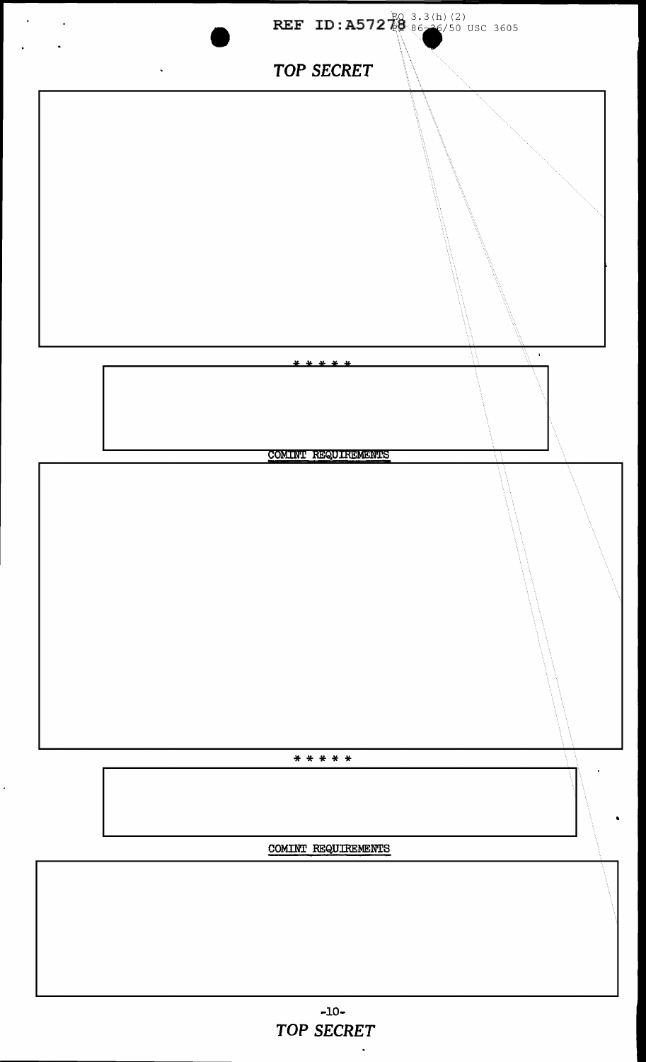EO 3.3(h)(2)
PL 86-36/50 USC 3605

* * * * *

COMINT REQUIREMENTS

* * * * *

COMINT REQUIREMENTS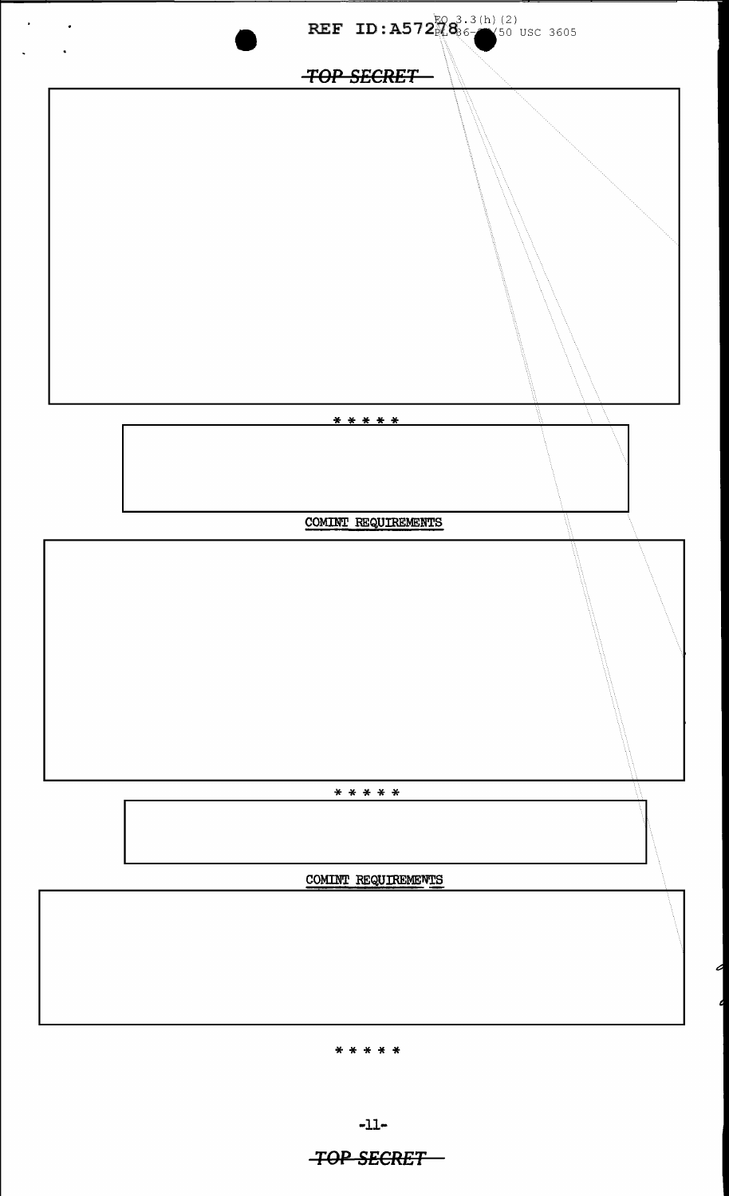REF ID:A57278 EO 3.3(h)(2) PL 86-36/50 USC 3605

TOP SECRET

* * * * *

COMINT REQUIREMENTS

* * * * *

COMINT REQUIREMENTS

* * * * *

TOP SECRET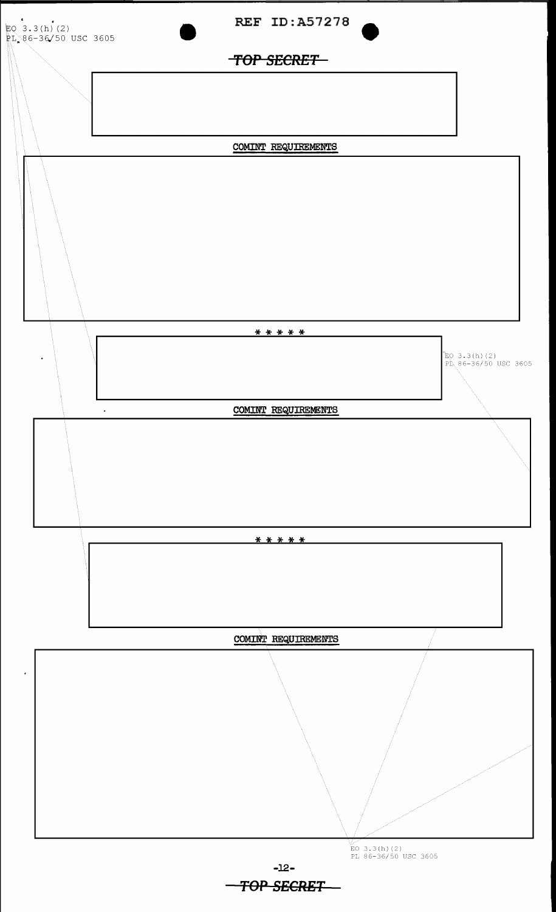EO 3.3(h)(2)
PL 86-36/50 USC 3605

COMINT REQUIREMENTS

\* \* \* \* \*

EO 3.3(h)(2)
PL 86-36/50 USC 3605

COMINT REQUIREMENTS

\* \* \* \* \*

COMINT REQUIREMENTS

EO 3.3(h)(2)
PL 86-36/50 USC 3605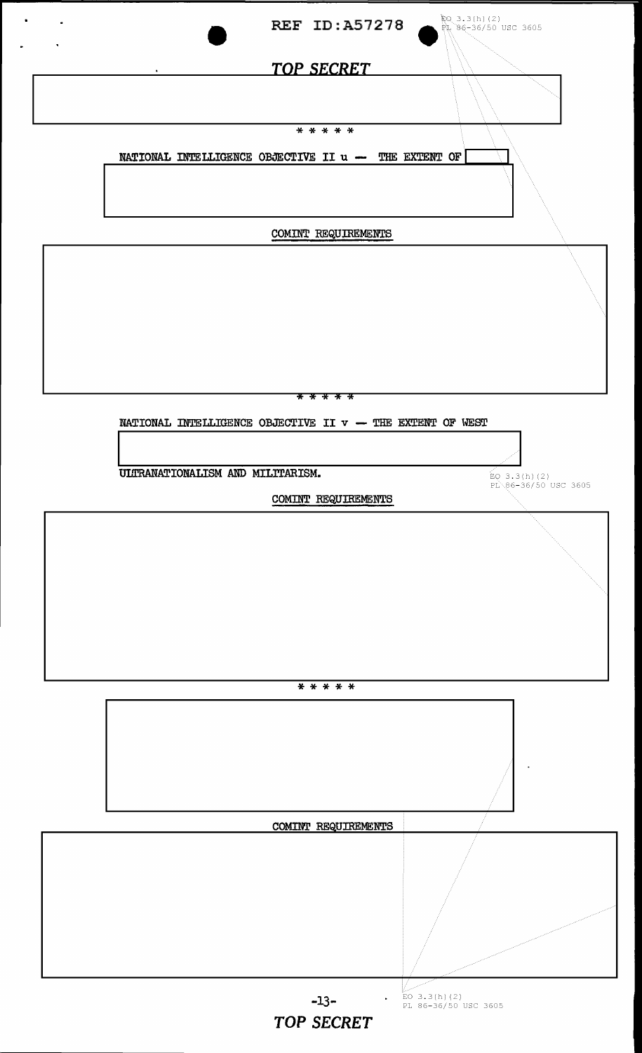TOP SECRET

\* \* \* \* \*

NATIONAL INTELLIGENCE OBJECTIVE II u — THE EXTENT OF

COMINT REQUIREMENTS

\* \* \* \* \*

NATIONAL INTELLIGENCE OBJECTIVE II v — THE EXTENT OF WEST

ULTRANATIONALISM AND MILITARISM.

EO 3.3(h)(2)
PL 86-36/50 USC 3605

COMINT REQUIREMENTS

\* \* \* \* \*

COMINT REQUIREMENTS

EO 3.3(h)(2)
PL 86-36/50 USC 3605

TOP SECRET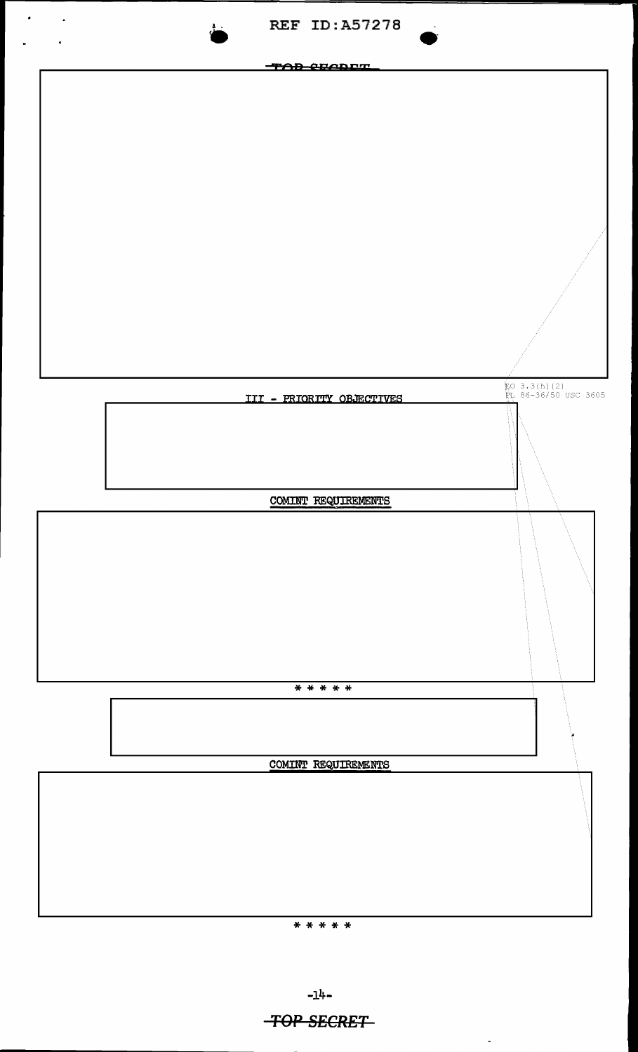TOP SECRET

EO 3.3(h)(2)
PL 86-36/50 USC 3605

## III - PRIORITY OBJECTIVES

### COMINT REQUIREMENTS

* * * * *

### COMINT REQUIREMENTS

* * * * *

TOP SECRET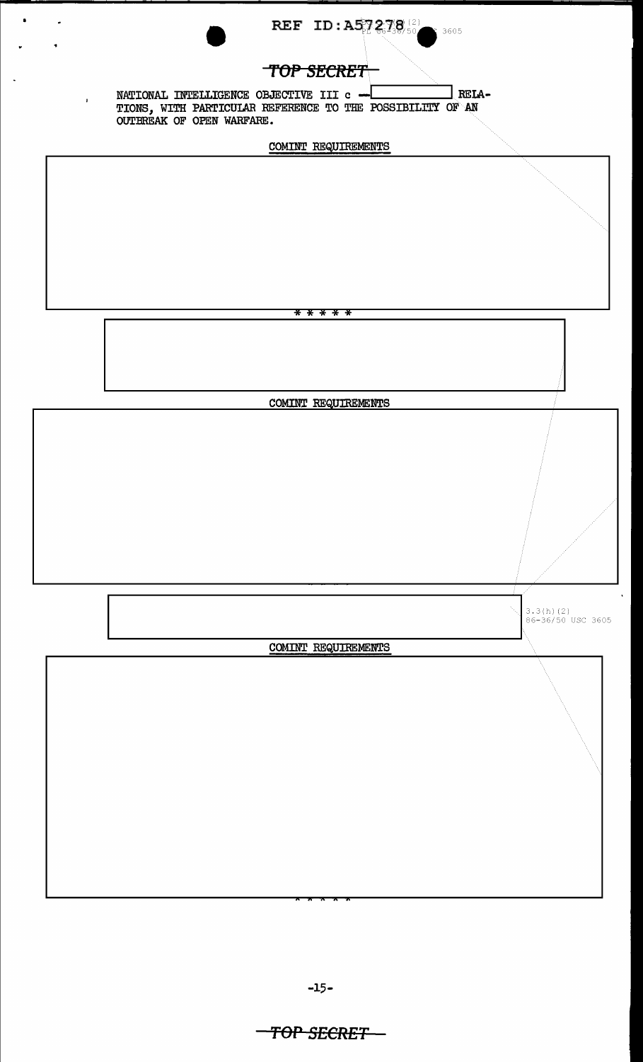TOP SECRET

NATIONAL INTELLIGENCE OBJECTIVE III c — [redacted] RELATIONS, WITH PARTICULAR REFERENCE TO THE POSSIBILITY OF AN OUTBREAK OF OPEN WARFARE.

COMINT REQUIREMENTS

[redacted]

\* \* \* \* \*

[redacted]

COMINT REQUIREMENTS

[redacted]

[redacted]

3.3(h)(2)
86-36/50 USC 3605

COMINT REQUIREMENTS

[redacted]

\* \* \* \* \*

TOP SECRET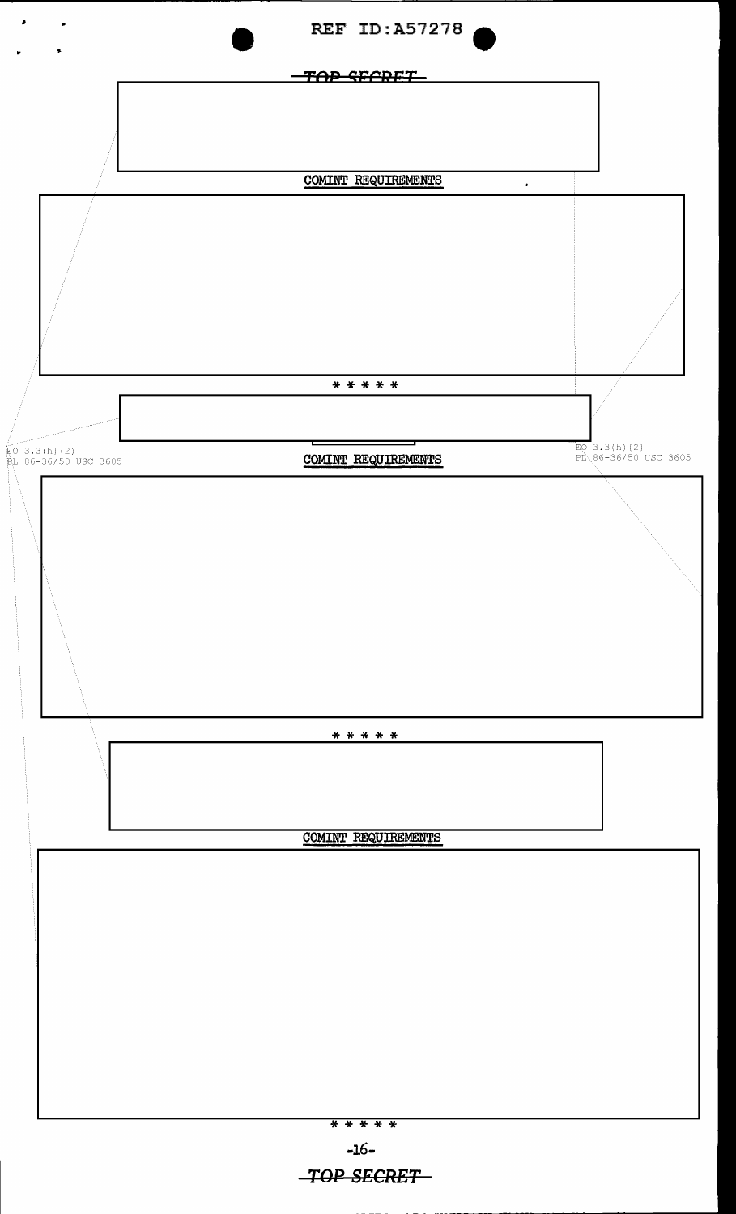TOP SECRET

COMINT REQUIREMENTS

* * * * *

EO 3.3(h)(2)
PL 86-36/50 USC 3605

COMINT REQUIREMENTS

EO 3.3(h)(2)
PL 86-36/50 USC 3605

* * * * *

COMINT REQUIREMENTS

* * * * *

TOP SECRET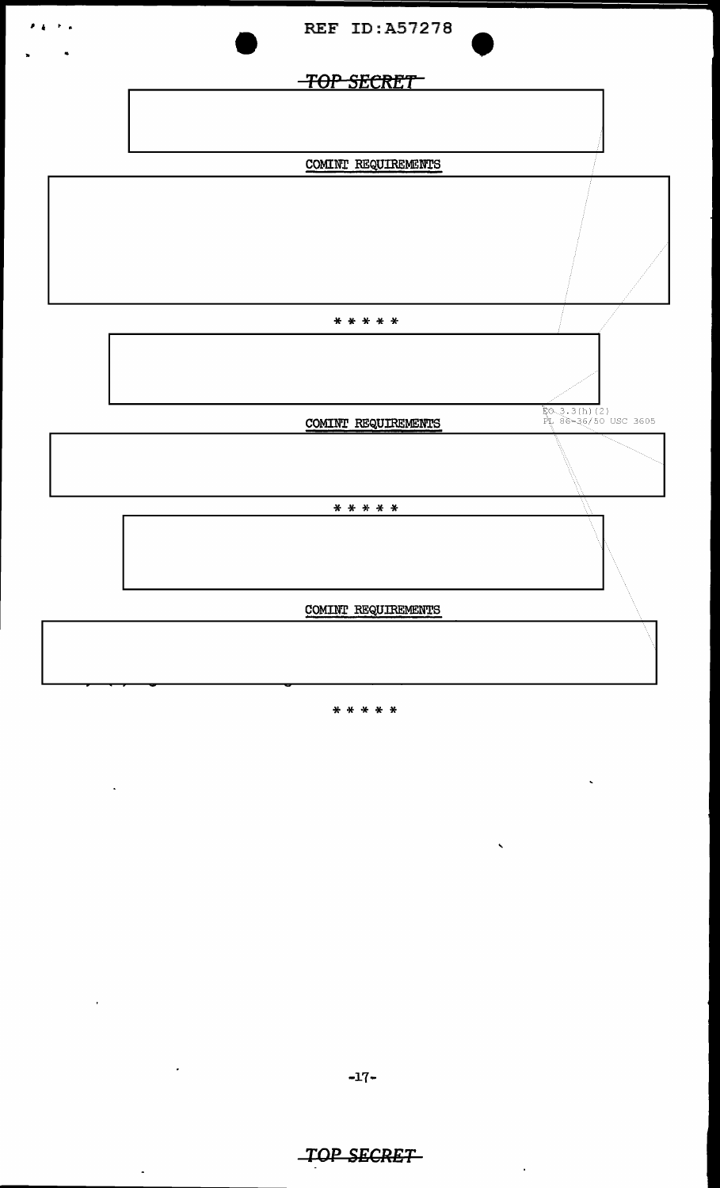REF ID:A57278

TOP SECRET

COMINT REQUIREMENTS

* * * * *

EO 3.3(h)(2)
PL 86-36/50 USC 3605

COMINT REQUIREMENTS

* * * * *

COMINT REQUIREMENTS

* * * * *

TOP SECRET